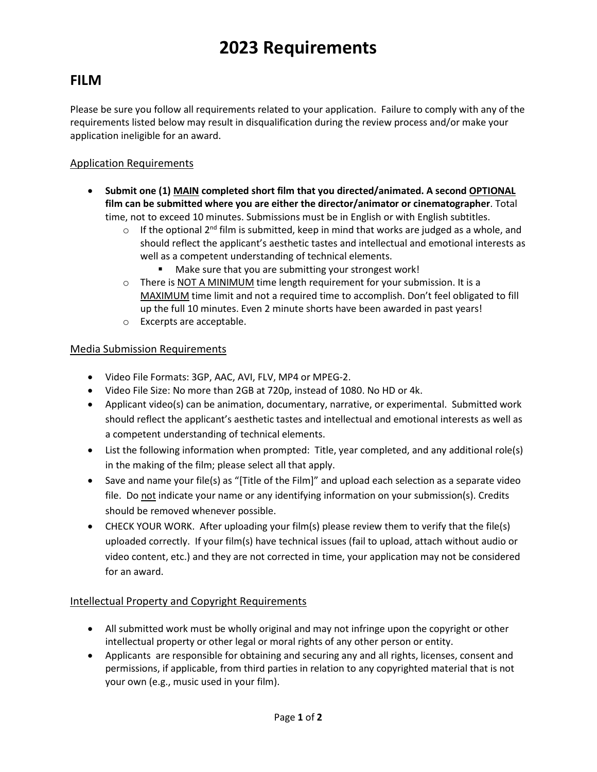# 2023 Requirements

## FILM

Please be sure you follow all requirements related to your application. Failure to comply with any of the requirements listed below may result in disqualification during the review process and/or make your application ineligible for an award.

### Application Requirements

- **Submit one (1) MAIN completed short film that you directed/animated. A second OPTIONAL film can be submitted where you are either the director/animator or cinematographer**. Total time, not to exceed 10 minutes. Submissions must be in English or with English subtitles.
  - If the optional 2nd film is submitted, keep in mind that works are judged as a whole, and should reflect the applicant's aesthetic tastes and intellectual and emotional interests as well as a competent understanding of technical elements.
    - Make sure that you are submitting your strongest work!
  - There is NOT A MINIMUM time length requirement for your submission. It is a MAXIMUM time limit and not a required time to accomplish. Don't feel obligated to fill up the full 10 minutes. Even 2 minute shorts have been awarded in past years!
  - Excerpts are acceptable.

### Media Submission Requirements

- Video File Formats: 3GP, AAC, AVI, FLV, MP4 or MPEG-2.
- Video File Size: No more than 2GB at 720p, instead of 1080. No HD or 4k.
- Applicant video(s) can be animation, documentary, narrative, or experimental. Submitted work should reflect the applicant's aesthetic tastes and intellectual and emotional interests as well as a competent understanding of technical elements.
- List the following information when prompted: Title, year completed, and any additional role(s) in the making of the film; please select all that apply.
- Save and name your file(s) as "[Title of the Film]" and upload each selection as a separate video file. Do not indicate your name or any identifying information on your submission(s). Credits should be removed whenever possible.
- CHECK YOUR WORK. After uploading your film(s) please review them to verify that the file(s) uploaded correctly. If your film(s) have technical issues (fail to upload, attach without audio or video content, etc.) and they are not corrected in time, your application may not be considered for an award.

### Intellectual Property and Copyright Requirements

- All submitted work must be wholly original and may not infringe upon the copyright or other intellectual property or other legal or moral rights of any other person or entity.
- Applicants are responsible for obtaining and securing any and all rights, licenses, consent and permissions, if applicable, from third parties in relation to any copyrighted material that is not your own (e.g., music used in your film).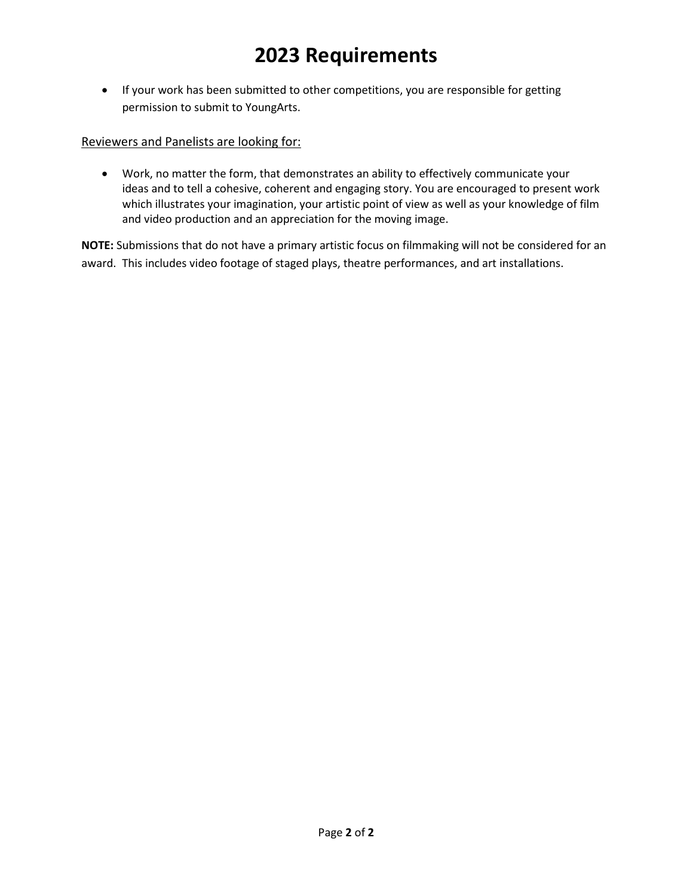# 2023 Requirements

- If your work has been submitted to other competitions, you are responsible for getting permission to submit to YoungArts.

Reviewers and Panelists are looking for:

- Work, no matter the form, that demonstrates an ability to effectively communicate your ideas and to tell a cohesive, coherent and engaging story. You are encouraged to present work which illustrates your imagination, your artistic point of view as well as your knowledge of film and video production and an appreciation for the moving image.

**NOTE:** Submissions that do not have a primary artistic focus on filmmaking will not be considered for an award. This includes video footage of staged plays, theatre performances, and art installations.